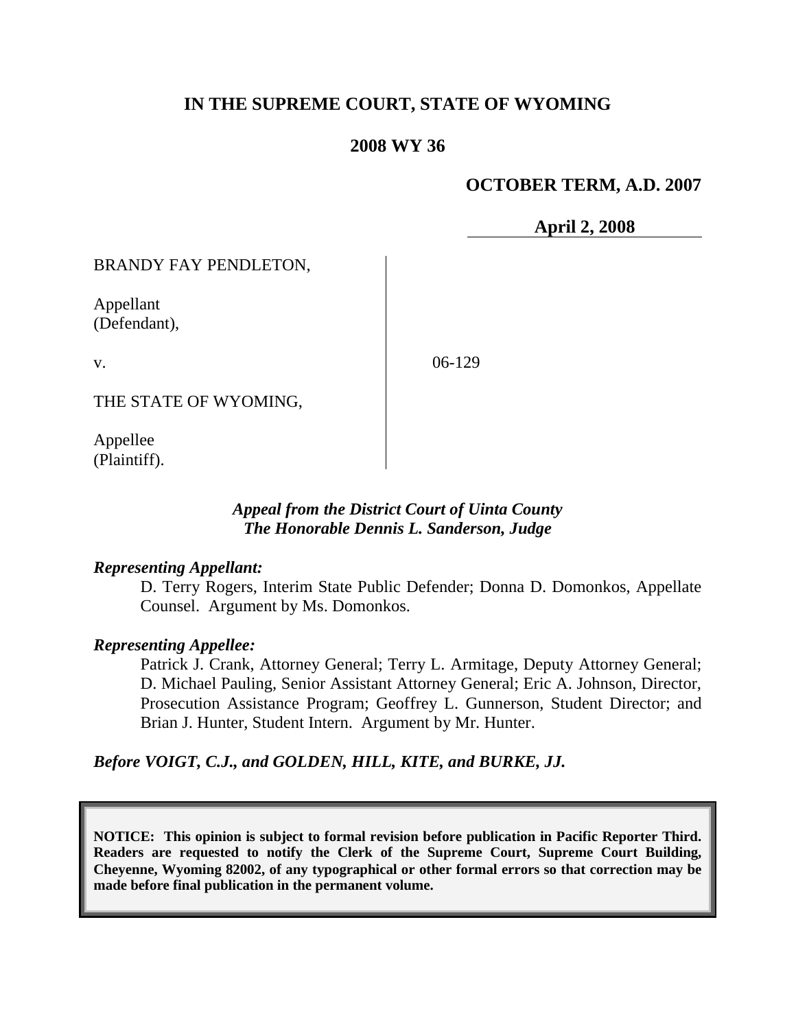# IN THE SUPREME COURT, STATE OF WYOMING

## 2008 WY 36

**OCTOBER TERM, A.D. 2007**

**April 2, 2008**

| | |
|---|---|
| BRANDY FAY PENDLETON,<br><br>Appellant<br>(Defendant), | |
| v. | 06-129 |
| THE STATE OF WYOMING,<br><br>Appellee<br>(Plaintiff). | |

***Appeal from the District Court of Uinta County***
***The Honorable Dennis L. Sanderson, Judge***

***Representing Appellant:***

D. Terry Rogers, Interim State Public Defender; Donna D. Domonkos, Appellate Counsel. Argument by Ms. Domonkos.

***Representing Appellee:***

Patrick J. Crank, Attorney General; Terry L. Armitage, Deputy Attorney General; D. Michael Pauling, Senior Assistant Attorney General; Eric A. Johnson, Director, Prosecution Assistance Program; Geoffrey L. Gunnerson, Student Director; and Brian J. Hunter, Student Intern. Argument by Mr. Hunter.

***Before VOIGT, C.J., and GOLDEN, HILL, KITE, and BURKE, JJ.***

**NOTICE: This opinion is subject to formal revision before publication in Pacific Reporter Third. Readers are requested to notify the Clerk of the Supreme Court, Supreme Court Building, Cheyenne, Wyoming 82002, of any typographical or other formal errors so that correction may be made before final publication in the permanent volume.**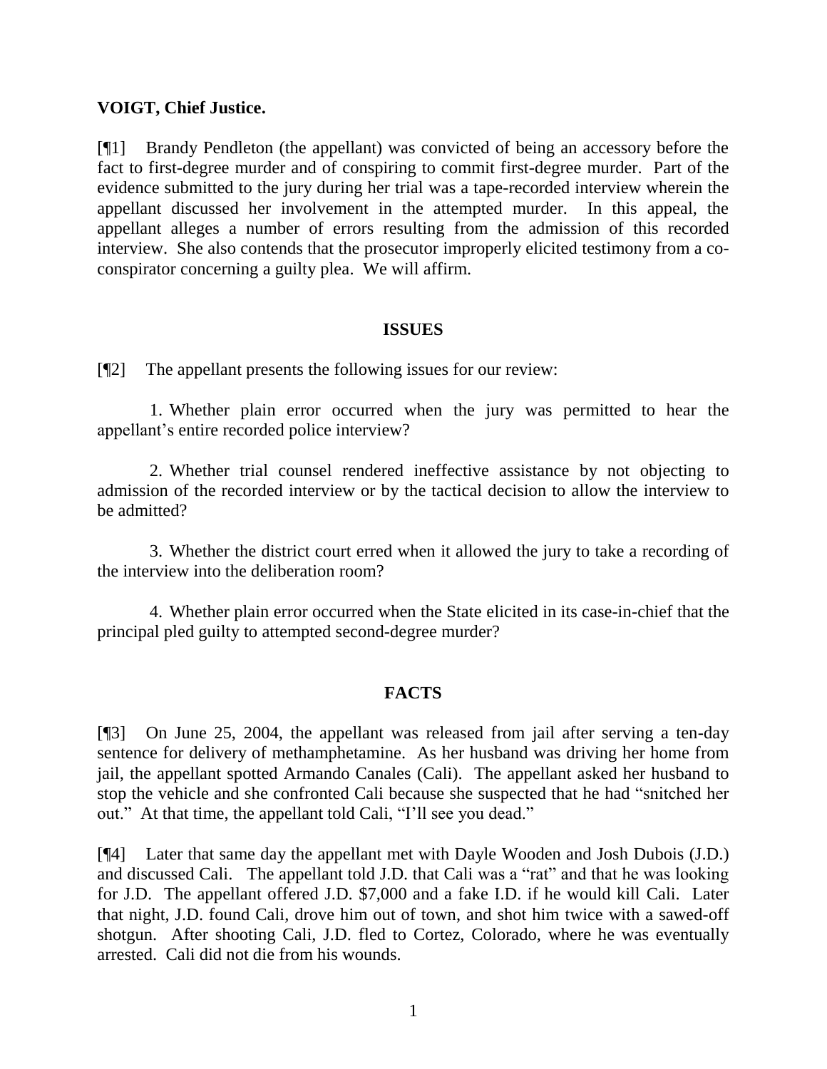**VOIGT, Chief Justice.**

[¶1] Brandy Pendleton (the appellant) was convicted of being an accessory before the fact to first-degree murder and of conspiring to commit first-degree murder. Part of the evidence submitted to the jury during her trial was a tape-recorded interview wherein the appellant discussed her involvement in the attempted murder. In this appeal, the appellant alleges a number of errors resulting from the admission of this recorded interview. She also contends that the prosecutor improperly elicited testimony from a co-conspirator concerning a guilty plea. We will affirm.

## ISSUES

[¶2] The appellant presents the following issues for our review:

1. Whether plain error occurred when the jury was permitted to hear the appellant's entire recorded police interview?

2. Whether trial counsel rendered ineffective assistance by not objecting to admission of the recorded interview or by the tactical decision to allow the interview to be admitted?

3. Whether the district court erred when it allowed the jury to take a recording of the interview into the deliberation room?

4. Whether plain error occurred when the State elicited in its case-in-chief that the principal pled guilty to attempted second-degree murder?

## FACTS

[¶3] On June 25, 2004, the appellant was released from jail after serving a ten-day sentence for delivery of methamphetamine. As her husband was driving her home from jail, the appellant spotted Armando Canales (Cali). The appellant asked her husband to stop the vehicle and she confronted Cali because she suspected that he had "snitched her out." At that time, the appellant told Cali, "I'll see you dead."

[¶4] Later that same day the appellant met with Dayle Wooden and Josh Dubois (J.D.) and discussed Cali. The appellant told J.D. that Cali was a "rat" and that he was looking for J.D. The appellant offered J.D. $7,000 and a fake I.D. if he would kill Cali. Later that night, J.D. found Cali, drove him out of town, and shot him twice with a sawed-off shotgun. After shooting Cali, J.D. fled to Cortez, Colorado, where he was eventually arrested. Cali did not die from his wounds.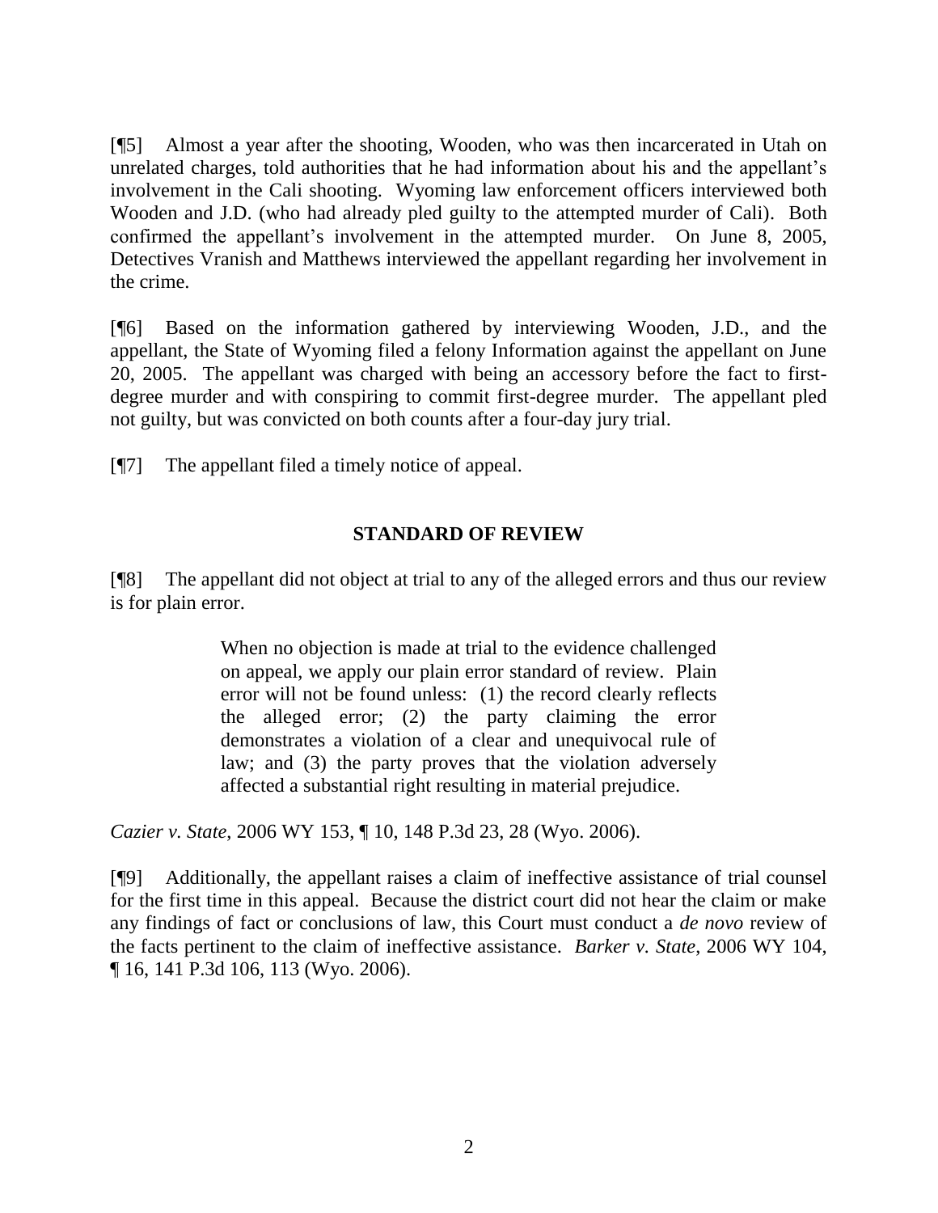[¶5] Almost a year after the shooting, Wooden, who was then incarcerated in Utah on unrelated charges, told authorities that he had information about his and the appellant's involvement in the Cali shooting. Wyoming law enforcement officers interviewed both Wooden and J.D. (who had already pled guilty to the attempted murder of Cali). Both confirmed the appellant's involvement in the attempted murder. On June 8, 2005, Detectives Vranish and Matthews interviewed the appellant regarding her involvement in the crime.

[¶6] Based on the information gathered by interviewing Wooden, J.D., and the appellant, the State of Wyoming filed a felony Information against the appellant on June 20, 2005. The appellant was charged with being an accessory before the fact to first-degree murder and with conspiring to commit first-degree murder. The appellant pled not guilty, but was convicted on both counts after a four-day jury trial.

[¶7] The appellant filed a timely notice of appeal.

## STANDARD OF REVIEW

[¶8] The appellant did not object at trial to any of the alleged errors and thus our review is for plain error.

> When no objection is made at trial to the evidence challenged on appeal, we apply our plain error standard of review. Plain error will not be found unless: (1) the record clearly reflects the alleged error; (2) the party claiming the error demonstrates a violation of a clear and unequivocal rule of law; and (3) the party proves that the violation adversely affected a substantial right resulting in material prejudice.

*Cazier v. State*, 2006 WY 153, ¶ 10, 148 P.3d 23, 28 (Wyo. 2006).

[¶9] Additionally, the appellant raises a claim of ineffective assistance of trial counsel for the first time in this appeal. Because the district court did not hear the claim or make any findings of fact or conclusions of law, this Court must conduct a *de novo* review of the facts pertinent to the claim of ineffective assistance. *Barker v. State*, 2006 WY 104, ¶ 16, 141 P.3d 106, 113 (Wyo. 2006).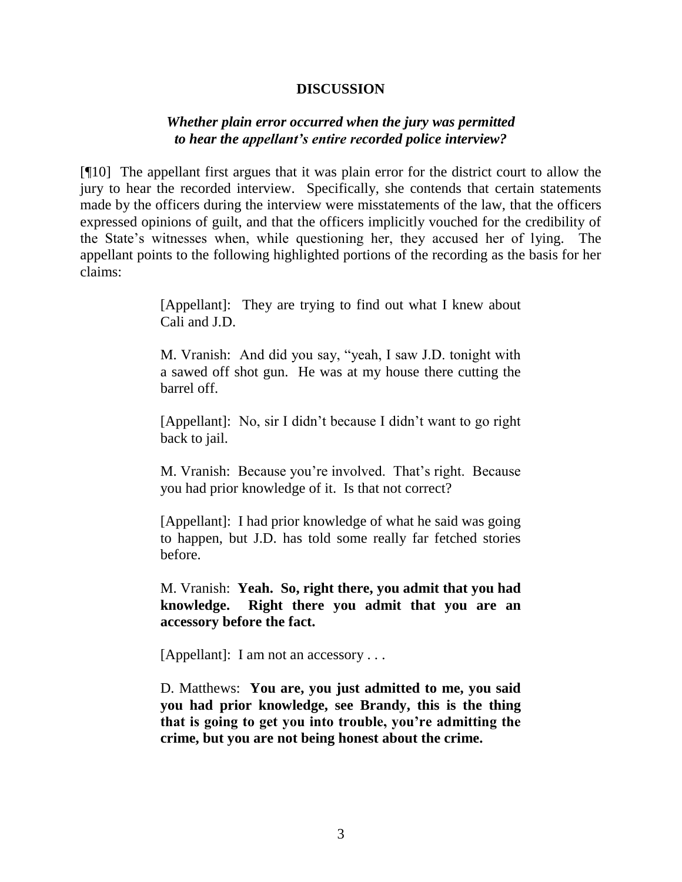## DISCUSSION

### *Whether plain error occurred when the jury was permitted to hear the appellant's entire recorded police interview?*

[¶10] The appellant first argues that it was plain error for the district court to allow the jury to hear the recorded interview. Specifically, she contends that certain statements made by the officers during the interview were misstatements of the law, that the officers expressed opinions of guilt, and that the officers implicitly vouched for the credibility of the State's witnesses when, while questioning her, they accused her of lying. The appellant points to the following highlighted portions of the recording as the basis for her claims:

> [Appellant]: They are trying to find out what I knew about Cali and J.D.
>
> M. Vranish: And did you say, "yeah, I saw J.D. tonight with a sawed off shot gun. He was at my house there cutting the barrel off.
>
> [Appellant]: No, sir I didn't because I didn't want to go right back to jail.
>
> M. Vranish: Because you're involved. That's right. Because you had prior knowledge of it. Is that not correct?
>
> [Appellant]: I had prior knowledge of what he said was going to happen, but J.D. has told some really far fetched stories before.
>
> M. Vranish: **Yeah. So, right there, you admit that you had knowledge. Right there you admit that you are an accessory before the fact.**
>
> [Appellant]: I am not an accessory . . .
>
> D. Matthews: **You are, you just admitted to me, you said you had prior knowledge, see Brandy, this is the thing that is going to get you into trouble, you're admitting the crime, but you are not being honest about the crime.**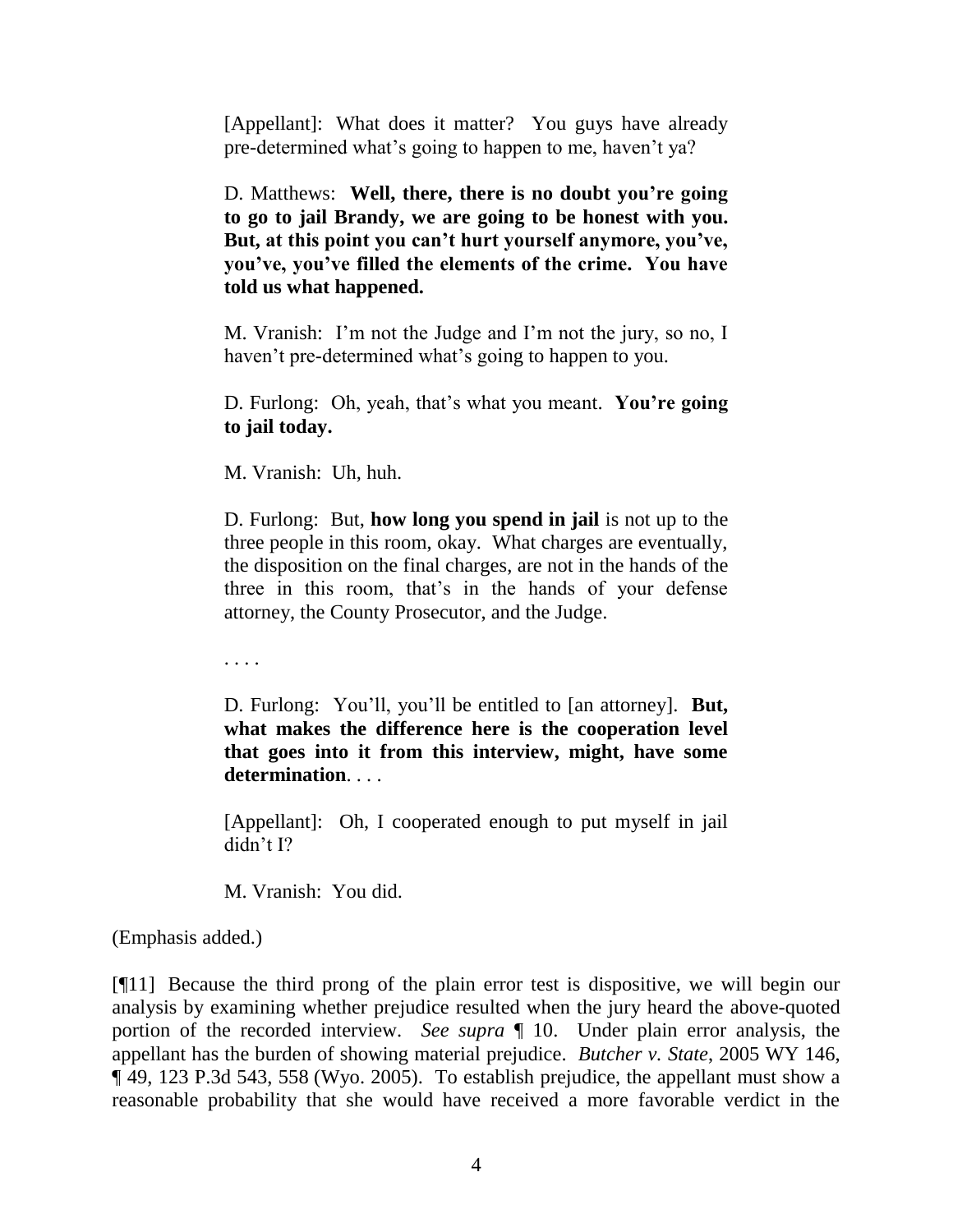> [Appellant]: What does it matter? You guys have already pre-determined what's going to happen to me, haven't ya?
>
> D. Matthews: **Well, there, there is no doubt you're going to go to jail Brandy, we are going to be honest with you. But, at this point you can't hurt yourself anymore, you've, you've, you've filled the elements of the crime. You have told us what happened.**
>
> M. Vranish: I'm not the Judge and I'm not the jury, so no, I haven't pre-determined what's going to happen to you.
>
> D. Furlong: Oh, yeah, that's what you meant. **You're going to jail today.**
>
> M. Vranish: Uh, huh.
>
> D. Furlong: But, **how long you spend in jail** is not up to the three people in this room, okay. What charges are eventually, the disposition on the final charges, are not in the hands of the three in this room, that's in the hands of your defense attorney, the County Prosecutor, and the Judge.
>
> . . . .
>
> D. Furlong: You'll, you'll be entitled to [an attorney]. **But, what makes the difference here is the cooperation level that goes into it from this interview, might, have some determination**. . . .
>
> [Appellant]: Oh, I cooperated enough to put myself in jail didn't I?
>
> M. Vranish: You did.

(Emphasis added.)

[¶11] Because the third prong of the plain error test is dispositive, we will begin our analysis by examining whether prejudice resulted when the jury heard the above-quoted portion of the recorded interview. *See supra* ¶ 10. Under plain error analysis, the appellant has the burden of showing material prejudice. *Butcher v. State*, 2005 WY 146, ¶ 49, 123 P.3d 543, 558 (Wyo. 2005). To establish prejudice, the appellant must show a reasonable probability that she would have received a more favorable verdict in the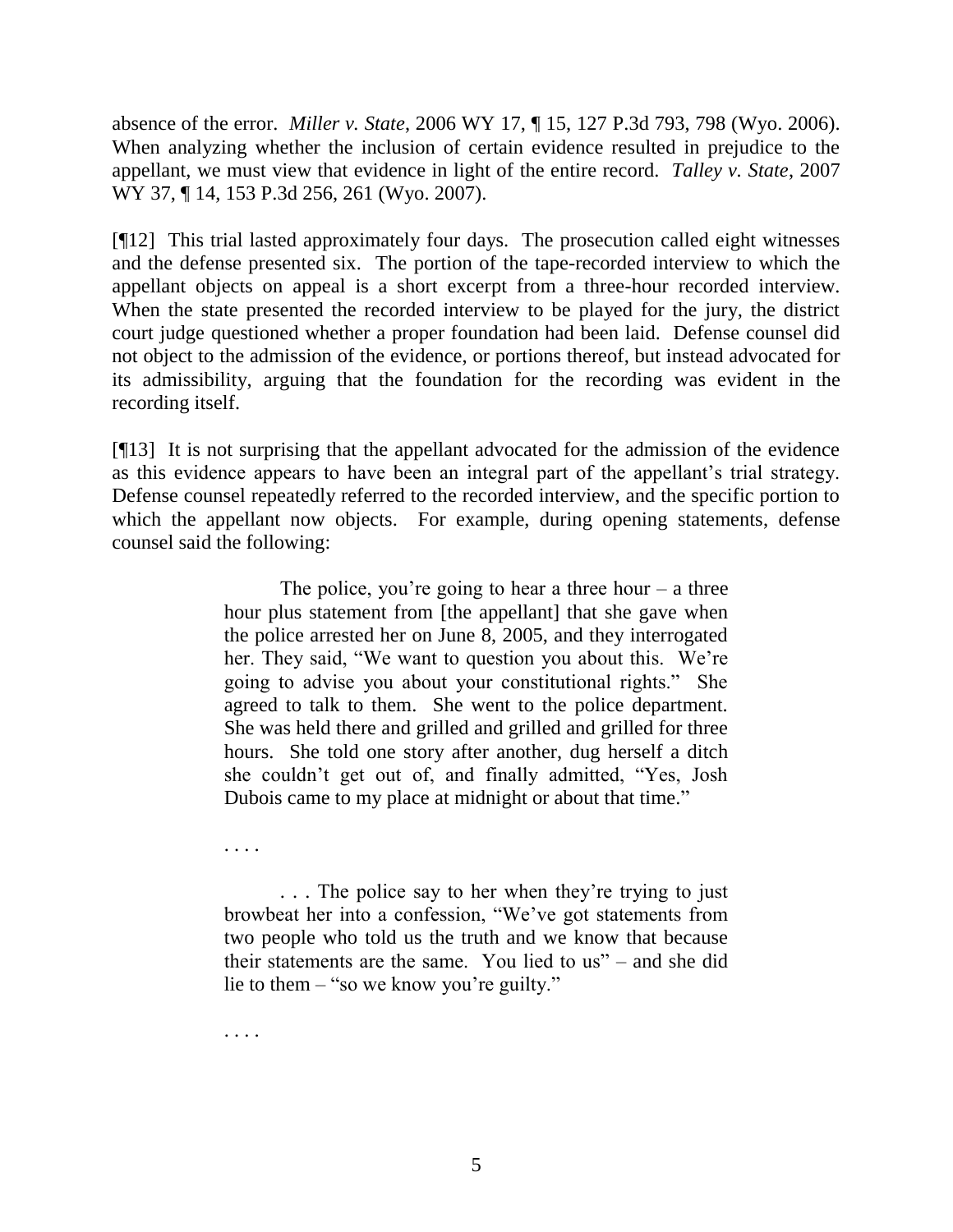absence of the error. *Miller v. State*, 2006 WY 17, ¶ 15, 127 P.3d 793, 798 (Wyo. 2006). When analyzing whether the inclusion of certain evidence resulted in prejudice to the appellant, we must view that evidence in light of the entire record. *Talley v. State*, 2007 WY 37, ¶ 14, 153 P.3d 256, 261 (Wyo. 2007).

[¶12] This trial lasted approximately four days. The prosecution called eight witnesses and the defense presented six. The portion of the tape-recorded interview to which the appellant objects on appeal is a short excerpt from a three-hour recorded interview. When the state presented the recorded interview to be played for the jury, the district court judge questioned whether a proper foundation had been laid. Defense counsel did not object to the admission of the evidence, or portions thereof, but instead advocated for its admissibility, arguing that the foundation for the recording was evident in the recording itself.

[¶13] It is not surprising that the appellant advocated for the admission of the evidence as this evidence appears to have been an integral part of the appellant's trial strategy. Defense counsel repeatedly referred to the recorded interview, and the specific portion to which the appellant now objects. For example, during opening statements, defense counsel said the following:

> The police, you're going to hear a three hour – a three hour plus statement from [the appellant] that she gave when the police arrested her on June 8, 2005, and they interrogated her. They said, "We want to question you about this. We're going to advise you about your constitutional rights." She agreed to talk to them. She went to the police department. She was held there and grilled and grilled and grilled for three hours. She told one story after another, dug herself a ditch she couldn't get out of, and finally admitted, "Yes, Josh Dubois came to my place at midnight or about that time."
>
> . . . .
>
> . . . The police say to her when they're trying to just browbeat her into a confession, "We've got statements from two people who told us the truth and we know that because their statements are the same. You lied to us" – and she did lie to them – "so we know you're guilty."
>
> . . . .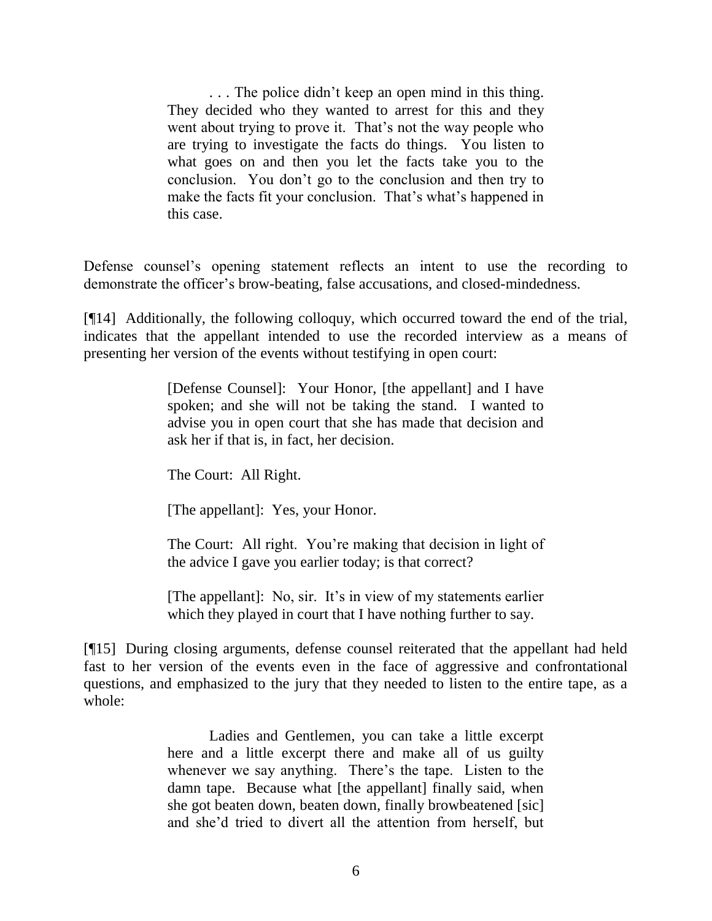> . . . The police didn't keep an open mind in this thing. They decided who they wanted to arrest for this and they went about trying to prove it. That's not the way people who are trying to investigate the facts do things. You listen to what goes on and then you let the facts take you to the conclusion. You don't go to the conclusion and then try to make the facts fit your conclusion. That's what's happened in this case.

Defense counsel's opening statement reflects an intent to use the recording to demonstrate the officer's brow-beating, false accusations, and closed-mindedness.

[¶14] Additionally, the following colloquy, which occurred toward the end of the trial, indicates that the appellant intended to use the recorded interview as a means of presenting her version of the events without testifying in open court:

> [Defense Counsel]: Your Honor, [the appellant] and I have spoken; and she will not be taking the stand. I wanted to advise you in open court that she has made that decision and ask her if that is, in fact, her decision.
>
> The Court: All Right.
>
> [The appellant]: Yes, your Honor.
>
> The Court: All right. You're making that decision in light of the advice I gave you earlier today; is that correct?
>
> [The appellant]: No, sir. It's in view of my statements earlier which they played in court that I have nothing further to say.

[¶15] During closing arguments, defense counsel reiterated that the appellant had held fast to her version of the events even in the face of aggressive and confrontational questions, and emphasized to the jury that they needed to listen to the entire tape, as a whole:

> Ladies and Gentlemen, you can take a little excerpt here and a little excerpt there and make all of us guilty whenever we say anything. There's the tape. Listen to the damn tape. Because what [the appellant] finally said, when she got beaten down, beaten down, finally browbeatened [sic] and she'd tried to divert all the attention from herself, but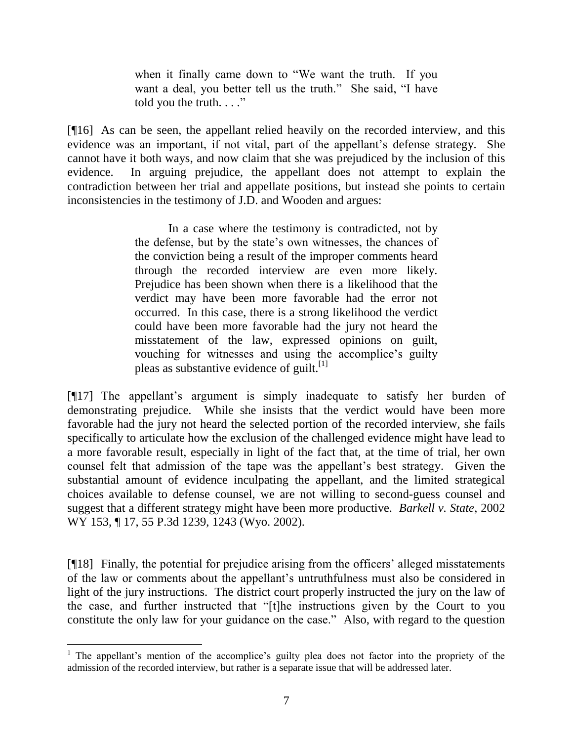> when it finally came down to "We want the truth. If you want a deal, you better tell us the truth." She said, "I have told you the truth. . . ."

[¶16] As can be seen, the appellant relied heavily on the recorded interview, and this evidence was an important, if not vital, part of the appellant's defense strategy. She cannot have it both ways, and now claim that she was prejudiced by the inclusion of this evidence. In arguing prejudice, the appellant does not attempt to explain the contradiction between her trial and appellate positions, but instead she points to certain inconsistencies in the testimony of J.D. and Wooden and argues:

> In a case where the testimony is contradicted, not by the defense, but by the state's own witnesses, the chances of the conviction being a result of the improper comments heard through the recorded interview are even more likely. Prejudice has been shown when there is a likelihood that the verdict may have been more favorable had the error not occurred. In this case, there is a strong likelihood the verdict could have been more favorable had the jury not heard the misstatement of the law, expressed opinions on guilt, vouching for witnesses and using the accomplice's guilty pleas as substantive evidence of guilt.[1]

[¶17] The appellant's argument is simply inadequate to satisfy her burden of demonstrating prejudice. While she insists that the verdict would have been more favorable had the jury not heard the selected portion of the recorded interview, she fails specifically to articulate how the exclusion of the challenged evidence might have lead to a more favorable result, especially in light of the fact that, at the time of trial, her own counsel felt that admission of the tape was the appellant's best strategy. Given the substantial amount of evidence inculpating the appellant, and the limited strategical choices available to defense counsel, we are not willing to second-guess counsel and suggest that a different strategy might have been more productive. *Barkell v. State*, 2002 WY 153, ¶ 17, 55 P.3d 1239, 1243 (Wyo. 2002).

[¶18] Finally, the potential for prejudice arising from the officers' alleged misstatements of the law or comments about the appellant's untruthfulness must also be considered in light of the jury instructions. The district court properly instructed the jury on the law of the case, and further instructed that "[t]he instructions given by the Court to you constitute the only law for your guidance on the case." Also, with regard to the question

---

[1] The appellant's mention of the accomplice's guilty plea does not factor into the propriety of the admission of the recorded interview, but rather is a separate issue that will be addressed later.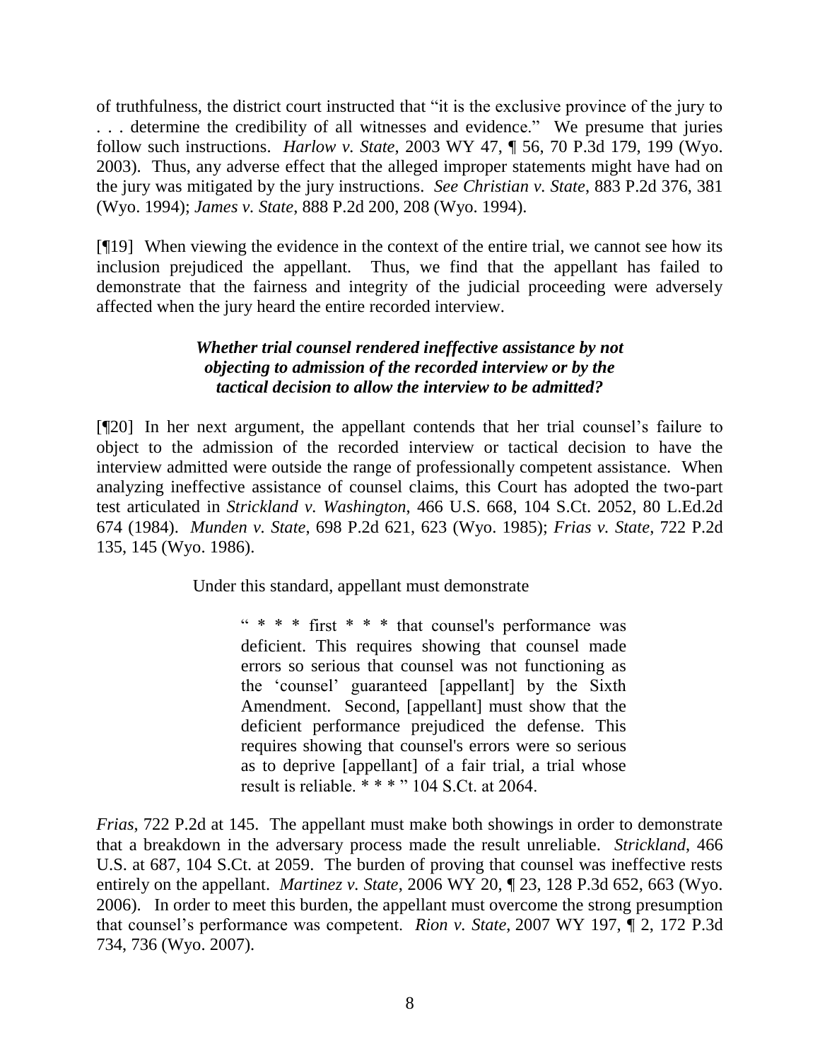of truthfulness, the district court instructed that "it is the exclusive province of the jury to . . . determine the credibility of all witnesses and evidence." We presume that juries follow such instructions. *Harlow v. State*, 2003 WY 47, ¶ 56, 70 P.3d 179, 199 (Wyo. 2003). Thus, any adverse effect that the alleged improper statements might have had on the jury was mitigated by the jury instructions. *See Christian v. State*, 883 P.2d 376, 381 (Wyo. 1994); *James v. State*, 888 P.2d 200, 208 (Wyo. 1994).

[¶19] When viewing the evidence in the context of the entire trial, we cannot see how its inclusion prejudiced the appellant. Thus, we find that the appellant has failed to demonstrate that the fairness and integrity of the judicial proceeding were adversely affected when the jury heard the entire recorded interview.

***Whether trial counsel rendered ineffective assistance by not objecting to admission of the recorded interview or by the tactical decision to allow the interview to be admitted?***

[¶20] In her next argument, the appellant contends that her trial counsel's failure to object to the admission of the recorded interview or tactical decision to have the interview admitted were outside the range of professionally competent assistance. When analyzing ineffective assistance of counsel claims, this Court has adopted the two-part test articulated in *Strickland v. Washington*, 466 U.S. 668, 104 S.Ct. 2052, 80 L.Ed.2d 674 (1984). *Munden v. State*, 698 P.2d 621, 623 (Wyo. 1985); *Frias v. State*, 722 P.2d 135, 145 (Wyo. 1986).

Under this standard, appellant must demonstrate

> " * * * first * * * that counsel's performance was deficient. This requires showing that counsel made errors so serious that counsel was not functioning as the 'counsel' guaranteed [appellant] by the Sixth Amendment. Second, [appellant] must show that the deficient performance prejudiced the defense. This requires showing that counsel's errors were so serious as to deprive [appellant] of a fair trial, a trial whose result is reliable. * * * " 104 S.Ct. at 2064.

*Frias*, 722 P.2d at 145. The appellant must make both showings in order to demonstrate that a breakdown in the adversary process made the result unreliable. *Strickland*, 466 U.S. at 687, 104 S.Ct. at 2059. The burden of proving that counsel was ineffective rests entirely on the appellant. *Martinez v. State*, 2006 WY 20, ¶ 23, 128 P.3d 652, 663 (Wyo. 2006). In order to meet this burden, the appellant must overcome the strong presumption that counsel's performance was competent. *Rion v. State*, 2007 WY 197, ¶ 2, 172 P.3d 734, 736 (Wyo. 2007).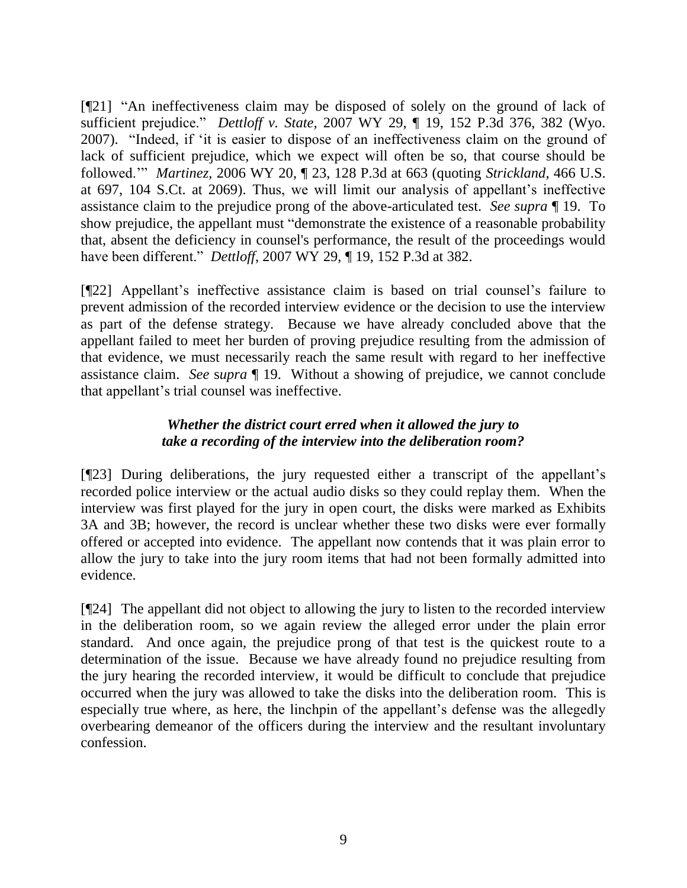[¶21] "An ineffectiveness claim may be disposed of solely on the ground of lack of sufficient prejudice." *Dettloff v. State*, 2007 WY 29, ¶ 19, 152 P.3d 376, 382 (Wyo. 2007). "Indeed, if 'it is easier to dispose of an ineffectiveness claim on the ground of lack of sufficient prejudice, which we expect will often be so, that course should be followed.'" *Martinez*, 2006 WY 20, ¶ 23, 128 P.3d at 663 (quoting *Strickland*, 466 U.S. at 697, 104 S.Ct. at 2069). Thus, we will limit our analysis of appellant's ineffective assistance claim to the prejudice prong of the above-articulated test. *See supra* ¶ 19. To show prejudice, the appellant must "demonstrate the existence of a reasonable probability that, absent the deficiency in counsel's performance, the result of the proceedings would have been different." *Dettloff*, 2007 WY 29, ¶ 19, 152 P.3d at 382.

[¶22] Appellant's ineffective assistance claim is based on trial counsel's failure to prevent admission of the recorded interview evidence or the decision to use the interview as part of the defense strategy. Because we have already concluded above that the appellant failed to meet her burden of proving prejudice resulting from the admission of that evidence, we must necessarily reach the same result with regard to her ineffective assistance claim. *See supra* ¶ 19. Without a showing of prejudice, we cannot conclude that appellant's trial counsel was ineffective.

### *Whether the district court erred when it allowed the jury to take a recording of the interview into the deliberation room?*

[¶23] During deliberations, the jury requested either a transcript of the appellant's recorded police interview or the actual audio disks so they could replay them. When the interview was first played for the jury in open court, the disks were marked as Exhibits 3A and 3B; however, the record is unclear whether these two disks were ever formally offered or accepted into evidence. The appellant now contends that it was plain error to allow the jury to take into the jury room items that had not been formally admitted into evidence.

[¶24] The appellant did not object to allowing the jury to listen to the recorded interview in the deliberation room, so we again review the alleged error under the plain error standard. And once again, the prejudice prong of that test is the quickest route to a determination of the issue. Because we have already found no prejudice resulting from the jury hearing the recorded interview, it would be difficult to conclude that prejudice occurred when the jury was allowed to take the disks into the deliberation room. This is especially true where, as here, the linchpin of the appellant's defense was the allegedly overbearing demeanor of the officers during the interview and the resultant involuntary confession.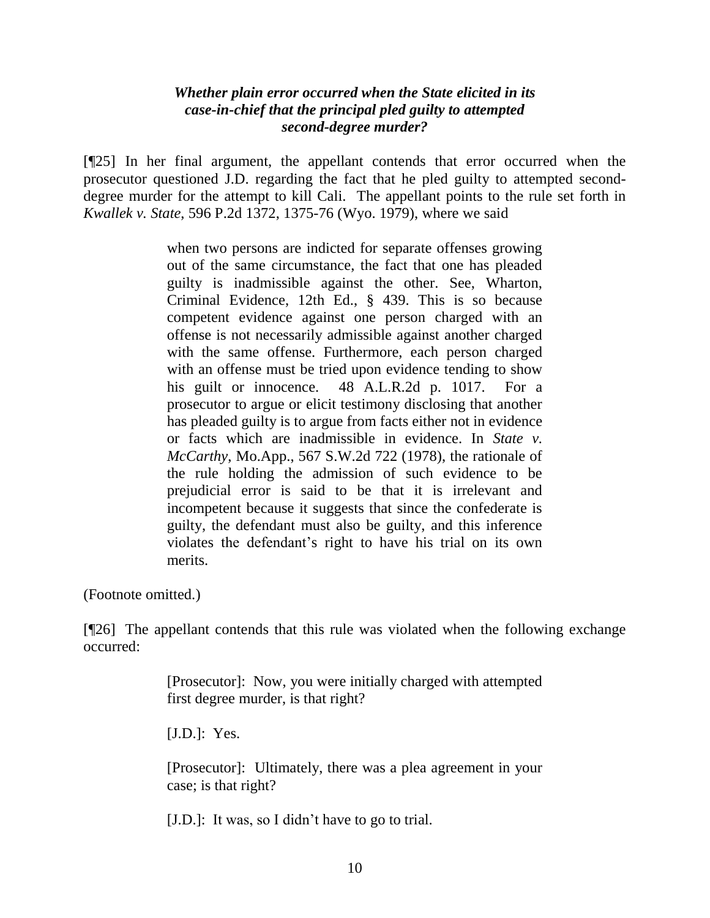### *Whether plain error occurred when the State elicited in its case-in-chief that the principal pled guilty to attempted second-degree murder?*

[¶25] In her final argument, the appellant contends that error occurred when the prosecutor questioned J.D. regarding the fact that he pled guilty to attempted second-degree murder for the attempt to kill Cali. The appellant points to the rule set forth in *Kwallek v. State*, 596 P.2d 1372, 1375-76 (Wyo. 1979), where we said

> when two persons are indicted for separate offenses growing out of the same circumstance, the fact that one has pleaded guilty is inadmissible against the other. See, Wharton, Criminal Evidence, 12th Ed., § 439. This is so because competent evidence against one person charged with an offense is not necessarily admissible against another charged with the same offense. Furthermore, each person charged with an offense must be tried upon evidence tending to show his guilt or innocence. 48 A.L.R.2d p. 1017. For a prosecutor to argue or elicit testimony disclosing that another has pleaded guilty is to argue from facts either not in evidence or facts which are inadmissible in evidence. In *State v. McCarthy*, Mo.App., 567 S.W.2d 722 (1978), the rationale of the rule holding the admission of such evidence to be prejudicial error is said to be that it is irrelevant and incompetent because it suggests that since the confederate is guilty, the defendant must also be guilty, and this inference violates the defendant's right to have his trial on its own merits.

(Footnote omitted.)

[¶26] The appellant contends that this rule was violated when the following exchange occurred:

> [Prosecutor]: Now, you were initially charged with attempted first degree murder, is that right?
>
> [J.D.]: Yes.
>
> [Prosecutor]: Ultimately, there was a plea agreement in your case; is that right?
>
> [J.D.]: It was, so I didn't have to go to trial.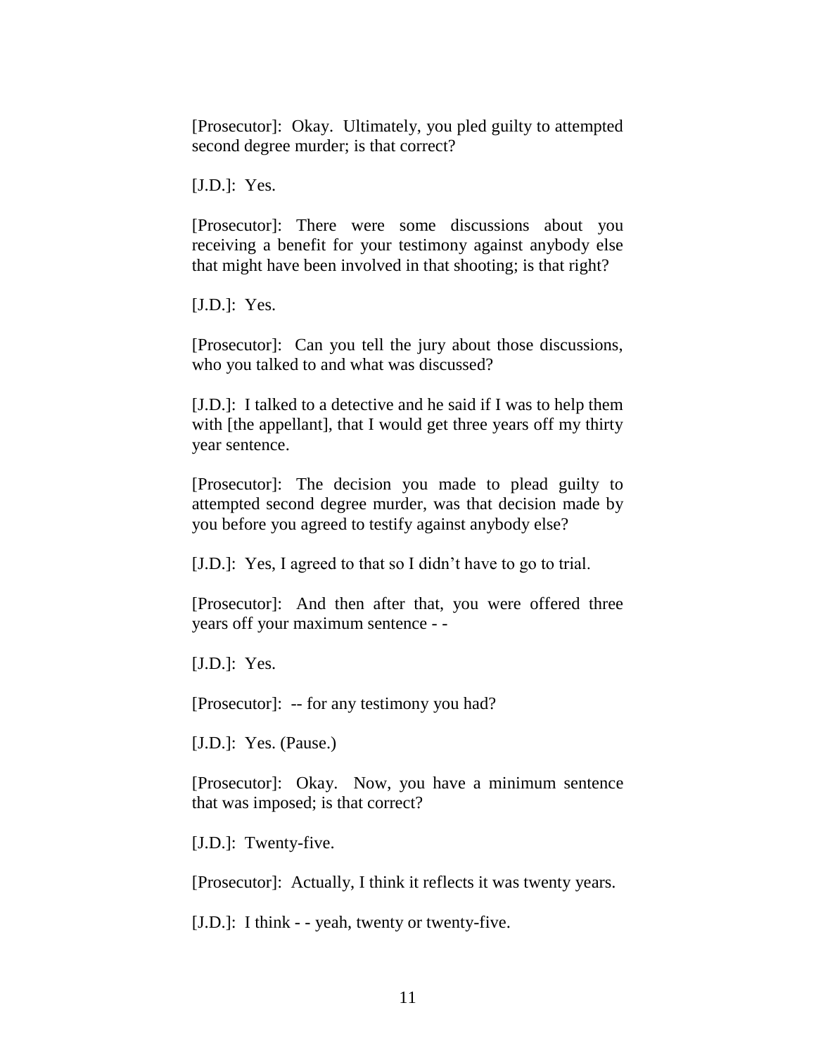[Prosecutor]: Okay. Ultimately, you pled guilty to attempted second degree murder; is that correct?

[J.D.]: Yes.

[Prosecutor]: There were some discussions about you receiving a benefit for your testimony against anybody else that might have been involved in that shooting; is that right?

[J.D.]: Yes.

[Prosecutor]: Can you tell the jury about those discussions, who you talked to and what was discussed?

[J.D.]: I talked to a detective and he said if I was to help them with [the appellant], that I would get three years off my thirty year sentence.

[Prosecutor]: The decision you made to plead guilty to attempted second degree murder, was that decision made by you before you agreed to testify against anybody else?

[J.D.]: Yes, I agreed to that so I didn't have to go to trial.

[Prosecutor]: And then after that, you were offered three years off your maximum sentence - -

[J.D.]: Yes.

[Prosecutor]: -- for any testimony you had?

[J.D.]: Yes. (Pause.)

[Prosecutor]: Okay. Now, you have a minimum sentence that was imposed; is that correct?

[J.D.]: Twenty-five.

[Prosecutor]: Actually, I think it reflects it was twenty years.

[J.D.]: I think - - yeah, twenty or twenty-five.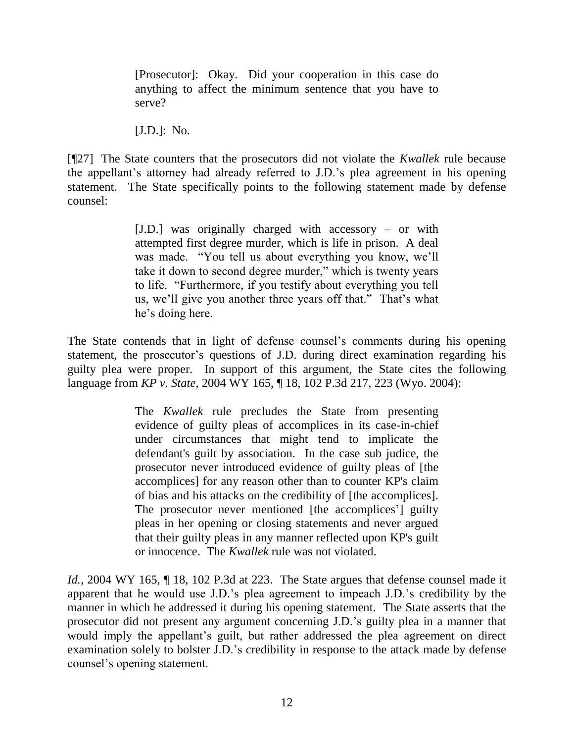> [Prosecutor]: Okay. Did your cooperation in this case do anything to affect the minimum sentence that you have to serve?
>
> [J.D.]: No.

[¶27] The State counters that the prosecutors did not violate the *Kwallek* rule because the appellant's attorney had already referred to J.D.'s plea agreement in his opening statement. The State specifically points to the following statement made by defense counsel:

> [J.D.] was originally charged with accessory – or with attempted first degree murder, which is life in prison. A deal was made. "You tell us about everything you know, we'll take it down to second degree murder," which is twenty years to life. "Furthermore, if you testify about everything you tell us, we'll give you another three years off that." That's what he's doing here.

The State contends that in light of defense counsel's comments during his opening statement, the prosecutor's questions of J.D. during direct examination regarding his guilty plea were proper. In support of this argument, the State cites the following language from *KP v. State*, 2004 WY 165, ¶ 18, 102 P.3d 217, 223 (Wyo. 2004):

> The *Kwallek* rule precludes the State from presenting evidence of guilty pleas of accomplices in its case-in-chief under circumstances that might tend to implicate the defendant's guilt by association. In the case sub judice, the prosecutor never introduced evidence of guilty pleas of [the accomplices] for any reason other than to counter KP's claim of bias and his attacks on the credibility of [the accomplices]. The prosecutor never mentioned [the accomplices'] guilty pleas in her opening or closing statements and never argued that their guilty pleas in any manner reflected upon KP's guilt or innocence. The *Kwallek* rule was not violated.

*Id.*, 2004 WY 165, ¶ 18, 102 P.3d at 223. The State argues that defense counsel made it apparent that he would use J.D.'s plea agreement to impeach J.D.'s credibility by the manner in which he addressed it during his opening statement. The State asserts that the prosecutor did not present any argument concerning J.D.'s guilty plea in a manner that would imply the appellant's guilt, but rather addressed the plea agreement on direct examination solely to bolster J.D.'s credibility in response to the attack made by defense counsel's opening statement.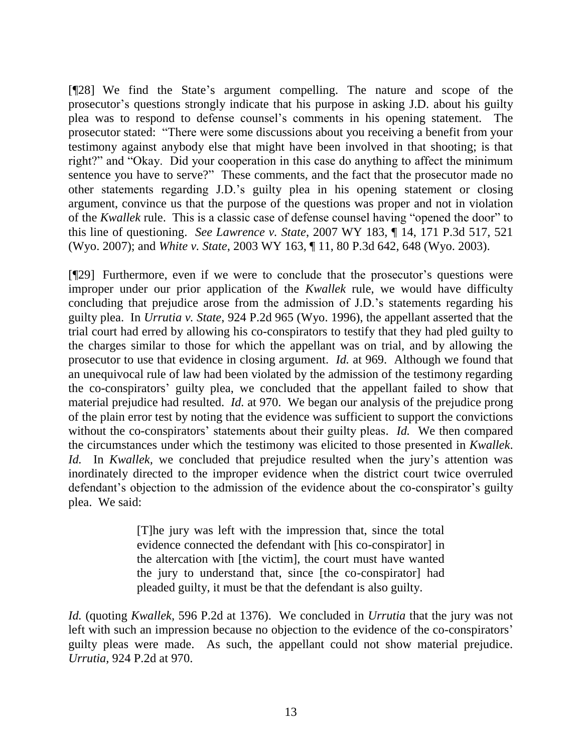[¶28] We find the State's argument compelling. The nature and scope of the prosecutor's questions strongly indicate that his purpose in asking J.D. about his guilty plea was to respond to defense counsel's comments in his opening statement. The prosecutor stated: "There were some discussions about you receiving a benefit from your testimony against anybody else that might have been involved in that shooting; is that right?" and "Okay. Did your cooperation in this case do anything to affect the minimum sentence you have to serve?" These comments, and the fact that the prosecutor made no other statements regarding J.D.'s guilty plea in his opening statement or closing argument, convince us that the purpose of the questions was proper and not in violation of the *Kwallek* rule. This is a classic case of defense counsel having "opened the door" to this line of questioning. *See Lawrence v. State*, 2007 WY 183, ¶ 14, 171 P.3d 517, 521 (Wyo. 2007); and *White v. State*, 2003 WY 163, ¶ 11, 80 P.3d 642, 648 (Wyo. 2003).

[¶29] Furthermore, even if we were to conclude that the prosecutor's questions were improper under our prior application of the *Kwallek* rule, we would have difficulty concluding that prejudice arose from the admission of J.D.'s statements regarding his guilty plea. In *Urrutia v. State*, 924 P.2d 965 (Wyo. 1996), the appellant asserted that the trial court had erred by allowing his co-conspirators to testify that they had pled guilty to the charges similar to those for which the appellant was on trial, and by allowing the prosecutor to use that evidence in closing argument. *Id.* at 969. Although we found that an unequivocal rule of law had been violated by the admission of the testimony regarding the co-conspirators' guilty plea, we concluded that the appellant failed to show that material prejudice had resulted. *Id.* at 970. We began our analysis of the prejudice prong of the plain error test by noting that the evidence was sufficient to support the convictions without the co-conspirators' statements about their guilty pleas. *Id.* We then compared the circumstances under which the testimony was elicited to those presented in *Kwallek*. *Id.* In *Kwallek*, we concluded that prejudice resulted when the jury's attention was inordinately directed to the improper evidence when the district court twice overruled defendant's objection to the admission of the evidence about the co-conspirator's guilty plea. We said:

> [T]he jury was left with the impression that, since the total evidence connected the defendant with [his co-conspirator] in the altercation with [the victim], the court must have wanted the jury to understand that, since [the co-conspirator] had pleaded guilty, it must be that the defendant is also guilty.

*Id.* (quoting *Kwallek*, 596 P.2d at 1376). We concluded in *Urrutia* that the jury was not left with such an impression because no objection to the evidence of the co-conspirators' guilty pleas were made. As such, the appellant could not show material prejudice. *Urrutia*, 924 P.2d at 970.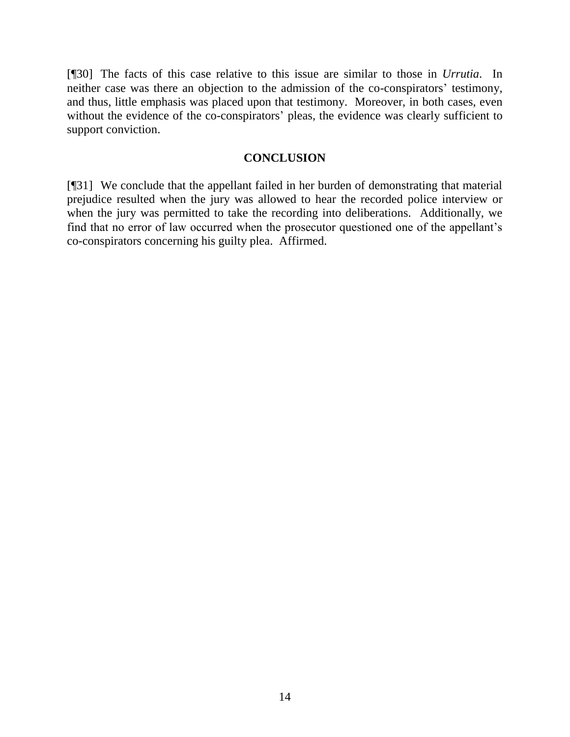[¶30] The facts of this case relative to this issue are similar to those in *Urrutia*. In neither case was there an objection to the admission of the co-conspirators' testimony, and thus, little emphasis was placed upon that testimony. Moreover, in both cases, even without the evidence of the co-conspirators' pleas, the evidence was clearly sufficient to support conviction.

## CONCLUSION

[¶31] We conclude that the appellant failed in her burden of demonstrating that material prejudice resulted when the jury was allowed to hear the recorded police interview or when the jury was permitted to take the recording into deliberations. Additionally, we find that no error of law occurred when the prosecutor questioned one of the appellant's co-conspirators concerning his guilty plea. Affirmed.